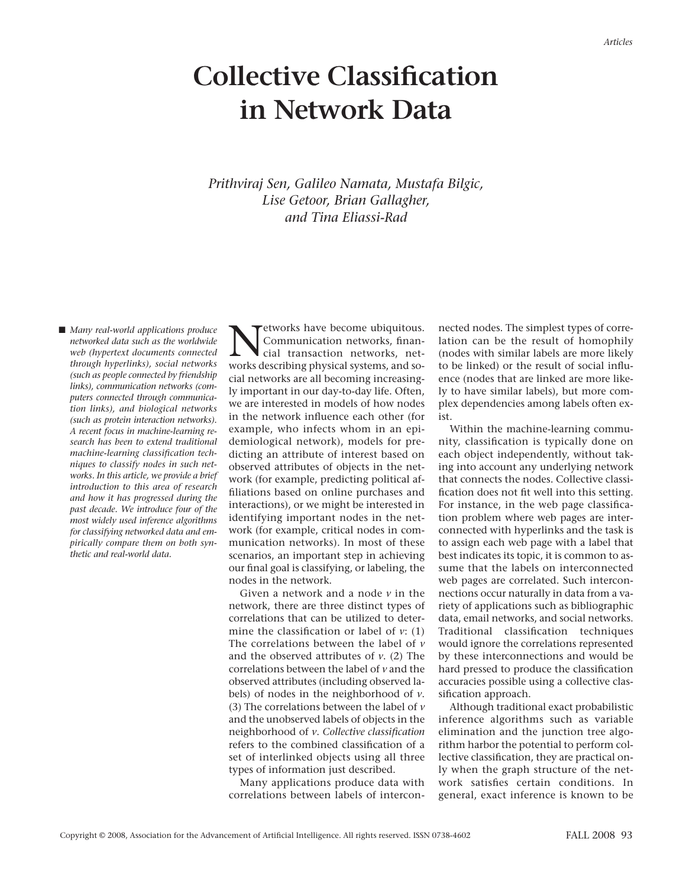# Collective Classification in Network Data

*Prithviraj Sen, Galileo Namata, Mustafa Bilgic, Lise Getoor, Brian Gallagher, and Tina Eliassi-Rad*

■ *Many real-world applications produce networked data such as the worldwide web (hypertext documents connected through hyperlinks), social networks (such as people connected by friendship links), communication networks (computers connected through communication links), and biological networks (such as protein interaction networks). A recent focus in machine-learning research has been to extend traditional machine-learning classification techniques to classify nodes in such networks. In this article, we provide a brief introduction to this area of research and how it has progressed during the past decade. We introduce four of the most widely used inference algorithms for classifying networked data and empirically compare them on both synthetic and real-world data.*

Networks have become ubiquitous. Communication networks, financial transaction networks, networks describing physical systems, and social networks are all becoming increasingly important in our day-to-day life. Often, we are interested in models of how nodes in the network influence each other (for example, who infects whom in an epidemiological network), models for predicting an attribute of interest based on observed attributes of objects in the network (for example, predicting political affiliations based on online purchases and interactions), or we might be interested in identifying important nodes in the network (for example, critical nodes in communication networks). In most of these scenarios, an important step in achieving our final goal is classifying, or labeling, the nodes in the network.

Given a network and a node $v$ in the network, there are three distinct types of correlations that can be utilized to determine the classification or label of $v$: (1) The correlations between the label of $v$ and the observed attributes of $v$. (2) The correlations between the label of $v$ and the observed attributes (including observed labels) of nodes in the neighborhood of $v$. (3) The correlations between the label of $v$ and the unobserved labels of objects in the neighborhood of $v$. *Collective classification* refers to the combined classification of a set of interlinked objects using all three types of information just described.

Many applications produce data with correlations between labels of interconnected nodes. The simplest types of correlation can be the result of homophily (nodes with similar labels are more likely to be linked) or the result of social influence (nodes that are linked are more likely to have similar labels), but more complex dependencies among labels often exist.

Within the machine-learning community, classification is typically done on each object independently, without taking into account any underlying network that connects the nodes. Collective classification does not fit well into this setting. For instance, in the web page classification problem where web pages are interconnected with hyperlinks and the task is to assign each web page with a label that best indicates its topic, it is common to assume that the labels on interconnected web pages are correlated. Such interconnections occur naturally in data from a variety of applications such as bibliographic data, email networks, and social networks. Traditional classification techniques would ignore the correlations represented by these interconnections and would be hard pressed to produce the classification accuracies possible using a collective classification approach.

Although traditional exact probabilistic inference algorithms such as variable elimination and the junction tree algorithm harbor the potential to perform collective classification, they are practical only when the graph structure of the network satisfies certain conditions. In general, exact inference is known to be

Copyright © 2008, Association for the Advancement of Artificial Intelligence. All rights reserved. ISSN 0738-4602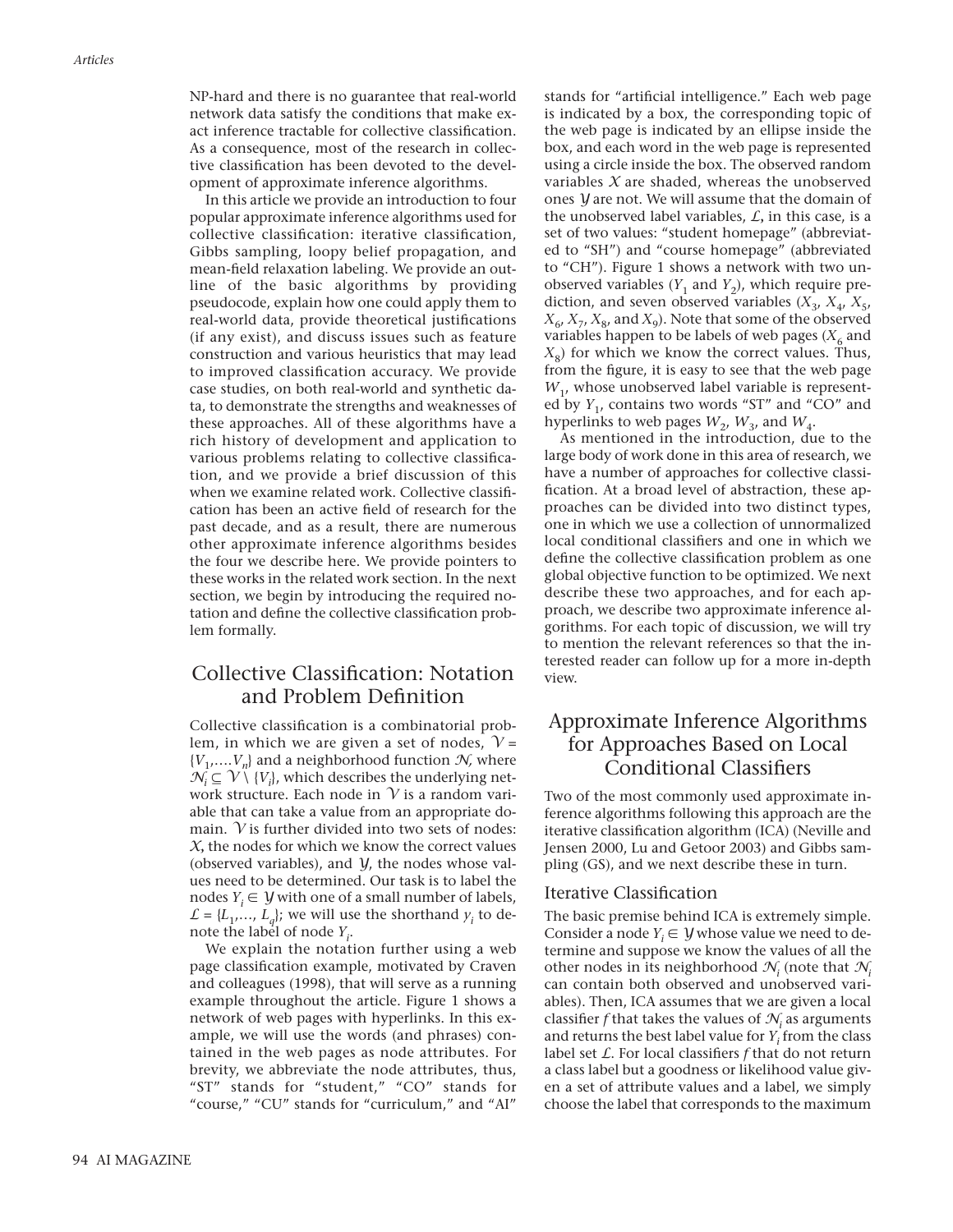NP-hard and there is no guarantee that real-world network data satisfy the conditions that make exact inference tractable for collective classification. As a consequence, most of the research in collective classification has been devoted to the development of approximate inference algorithms.

In this article we provide an introduction to four popular approximate inference algorithms used for collective classification: iterative classification, Gibbs sampling, loopy belief propagation, and mean-field relaxation labeling. We provide an outline of the basic algorithms by providing pseudocode, explain how one could apply them to real-world data, provide theoretical justifications (if any exist), and discuss issues such as feature construction and various heuristics that may lead to improved classification accuracy. We provide case studies, on both real-world and synthetic data, to demonstrate the strengths and weaknesses of these approaches. All of these algorithms have a rich history of development and application to various problems relating to collective classification, and we provide a brief discussion of this when we examine related work. Collective classification has been an active field of research for the past decade, and as a result, there are numerous other approximate inference algorithms besides the four we describe here. We provide pointers to these works in the related work section. In the next section, we begin by introducing the required notation and define the collective classification problem formally.

## Collective Classification: Notation and Problem Definition

Collective classification is a combinatorial problem, in which we are given a set of nodes, $\mathcal{V} = \{V_1,\ldots,V_n\}$ and a neighborhood function $\mathcal{N}$, where $\mathcal{N}_i \subseteq \mathcal{V} \setminus \{V_i\}$, which describes the underlying network structure. Each node in $\mathcal{V}$ is a random variable that can take a value from an appropriate domain. $\mathcal{V}$ is further divided into two sets of nodes: $\mathcal{X}$, the nodes for which we know the correct values (observed variables), and $\mathcal{Y}$, the nodes whose values need to be determined. Our task is to label the nodes $Y_i \in \mathcal{Y}$ with one of a small number of labels, $\mathcal{L} = \{L_1,\ldots, L_q\}$; we will use the shorthand $y_i$ to denote the label of node $Y_i$.

We explain the notation further using a web page classification example, motivated by Craven and colleagues (1998), that will serve as a running example throughout the article. Figure 1 shows a network of web pages with hyperlinks. In this example, we will use the words (and phrases) contained in the web pages as node attributes. For brevity, we abbreviate the node attributes, thus, "ST" stands for "student," "CO" stands for "course," "CU" stands for "curriculum," and "AI" stands for "artificial intelligence." Each web page is indicated by a box, the corresponding topic of the web page is indicated by an ellipse inside the box, and each word in the web page is represented using a circle inside the box. The observed random variables $\mathcal{X}$ are shaded, whereas the unobserved ones $\mathcal{Y}$ are not. We will assume that the domain of the unobserved label variables, $\mathcal{L}$, in this case, is a set of two values: "student homepage" (abbreviated to "SH") and "course homepage" (abbreviated to "CH"). Figure 1 shows a network with two unobserved variables ($Y_1$ and $Y_2$), which require prediction, and seven observed variables ($X_3$, $X_4$, $X_5$, $X_6$, $X_7$, $X_8$, and $X_9$). Note that some of the observed variables happen to be labels of web pages ($X_6$ and $X_8$) for which we know the correct values. Thus, from the figure, it is easy to see that the web page $W_1$, whose unobserved label variable is represented by $Y_1$, contains two words "ST" and "CO" and hyperlinks to web pages $W_2$, $W_3$, and $W_4$.

As mentioned in the introduction, due to the large body of work done in this area of research, we have a number of approaches for collective classification. At a broad level of abstraction, these approaches can be divided into two distinct types, one in which we use a collection of unnormalized local conditional classifiers and one in which we define the collective classification problem as one global objective function to be optimized. We next describe these two approaches, and for each approach, we describe two approximate inference algorithms. For each topic of discussion, we will try to mention the relevant references so that the interested reader can follow up for a more in-depth view.

## Approximate Inference Algorithms for Approaches Based on Local Conditional Classifiers

Two of the most commonly used approximate inference algorithms following this approach are the iterative classification algorithm (ICA) (Neville and Jensen 2000, Lu and Getoor 2003) and Gibbs sampling (GS), and we next describe these in turn.

### Iterative Classification

The basic premise behind ICA is extremely simple. Consider a node $Y_i \in \mathcal{Y}$ whose value we need to determine and suppose we know the values of all the other nodes in its neighborhood $\mathcal{N}_i$ (note that $\mathcal{N}_i$ can contain both observed and unobserved variables). Then, ICA assumes that we are given a local classifier $f$ that takes the values of $\mathcal{N}_i$ as arguments and returns the best label value for $Y_i$ from the class label set $\mathcal{L}$. For local classifiers $f$ that do not return a class label but a goodness or likelihood value given a set of attribute values and a label, we simply choose the label that corresponds to the maximum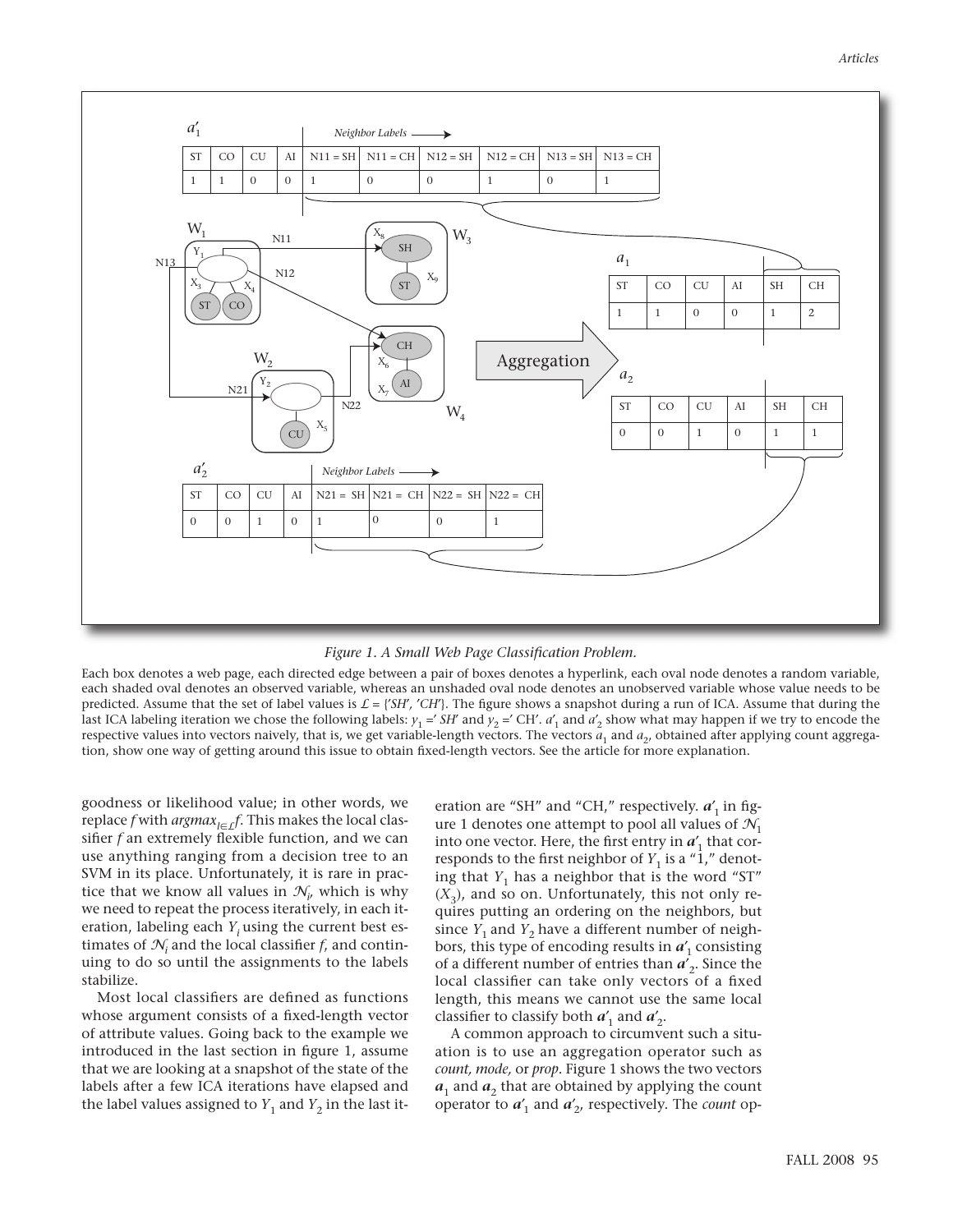*a*′[1]

| ST | CO | CU | AI | N11 = SH | N11 = CH | N12 = SH | N12 = CH | N13 = SH | N13 = CH |
|---|---|---|---|---|---|---|---|---|---|
| 1 | 1 | 0 | 0 | 1 | 0 | 0 | 1 | 0 | 1 |

Neighbor Labels

W1, Y1, X3, X4, ST, CO, N11, N12, N13

W2, Y2, X5, CU, N21, N22

W3, X8, SH, X9, ST

W4, CH, X6, AI, X7

Aggregation

$a_1$

| ST | CO | CU | AI | SH | CH |
|---|---|---|---|---|---|
| 1 | 1 | 0 | 0 | 1 | 2 |

$a_2$

| ST | CO | CU | AI | SH | CH |
|---|---|---|---|---|---|
| 0 | 0 | 1 | 0 | 1 | 1 |

$a'_2$

| ST | CO | CU | AI | N21 = SH | N21 = CH | N22 = SH | N22 = CH |
|---|---|---|---|---|---|---|---|
| 0 | 0 | 1 | 0 | 1 | 0 | 0 | 1 |

Neighbor Labels

*Figure 1. A Small Web Page Classification Problem.*

Each box denotes a web page, each directed edge between a pair of boxes denotes a hyperlink, each oval node denotes a random variable, each shaded oval denotes an observed variable, whereas an unshaded oval node denotes an unobserved variable whose value needs to be predicted. Assume that the set of label values is $\mathcal{L}$ = {'SH', 'CH'}. The figure shows a snapshot during a run of ICA. Assume that during the last ICA labeling iteration we chose the following labels: $y_1$ =' SH' and $y_2$ =' CH'. $a'_1$ and $a'_2$ show what may happen if we try to encode the respective values into vectors naively, that is, we get variable-length vectors. The vectors $a_1$ and $a_2$, obtained after applying count aggregation, show one way of getting around this issue to obtain fixed-length vectors. See the article for more explanation.

goodness or likelihood value; in other words, we replace *f* with $argmax_{l \in \mathcal{L}} f$. This makes the local classifier *f* an extremely flexible function, and we can use anything ranging from a decision tree to an SVM in its place. Unfortunately, it is rare in practice that we know all values in $\mathcal{N}_i$, which is why we need to repeat the process iteratively, in each iteration, labeling each $Y_i$ using the current best estimates of $\mathcal{N}_i$ and the local classifier *f*, and continuing to do so until the assignments to the labels stabilize.

Most local classifiers are defined as functions whose argument consists of a fixed-length vector of attribute values. Going back to the example we introduced in the last section in figure 1, assume that we are looking at a snapshot of the state of the labels after a few ICA iterations have elapsed and the label values assigned to $Y_1$ and $Y_2$ in the last iteration are "SH" and "CH," respectively. $\boldsymbol{a}'_1$ in figure 1 denotes one attempt to pool all values of $\mathcal{N}_1$ into one vector. Here, the first entry in $\boldsymbol{a}'_1$ that corresponds to the first neighbor of $Y_1$ is a "1," denoting that $Y_1$ has a neighbor that is the word "ST" ($X_3$), and so on. Unfortunately, this not only requires putting an ordering on the neighbors, but since $Y_1$ and $Y_2$ have a different number of neighbors, this type of encoding results in $\boldsymbol{a}'_1$ consisting of a different number of entries than $\boldsymbol{a}'_2$. Since the local classifier can take only vectors of a fixed length, this means we cannot use the same local classifier to classify both $\boldsymbol{a}'_1$ and $\boldsymbol{a}'_2$.

A common approach to circumvent such a situation is to use an aggregation operator such as *count, mode,* or *prop*. Figure 1 shows the two vectors $\boldsymbol{a}_1$ and $\boldsymbol{a}_2$ that are obtained by applying the count operator to $\boldsymbol{a}'_1$ and $\boldsymbol{a}'_2$, respectively. The *count* op-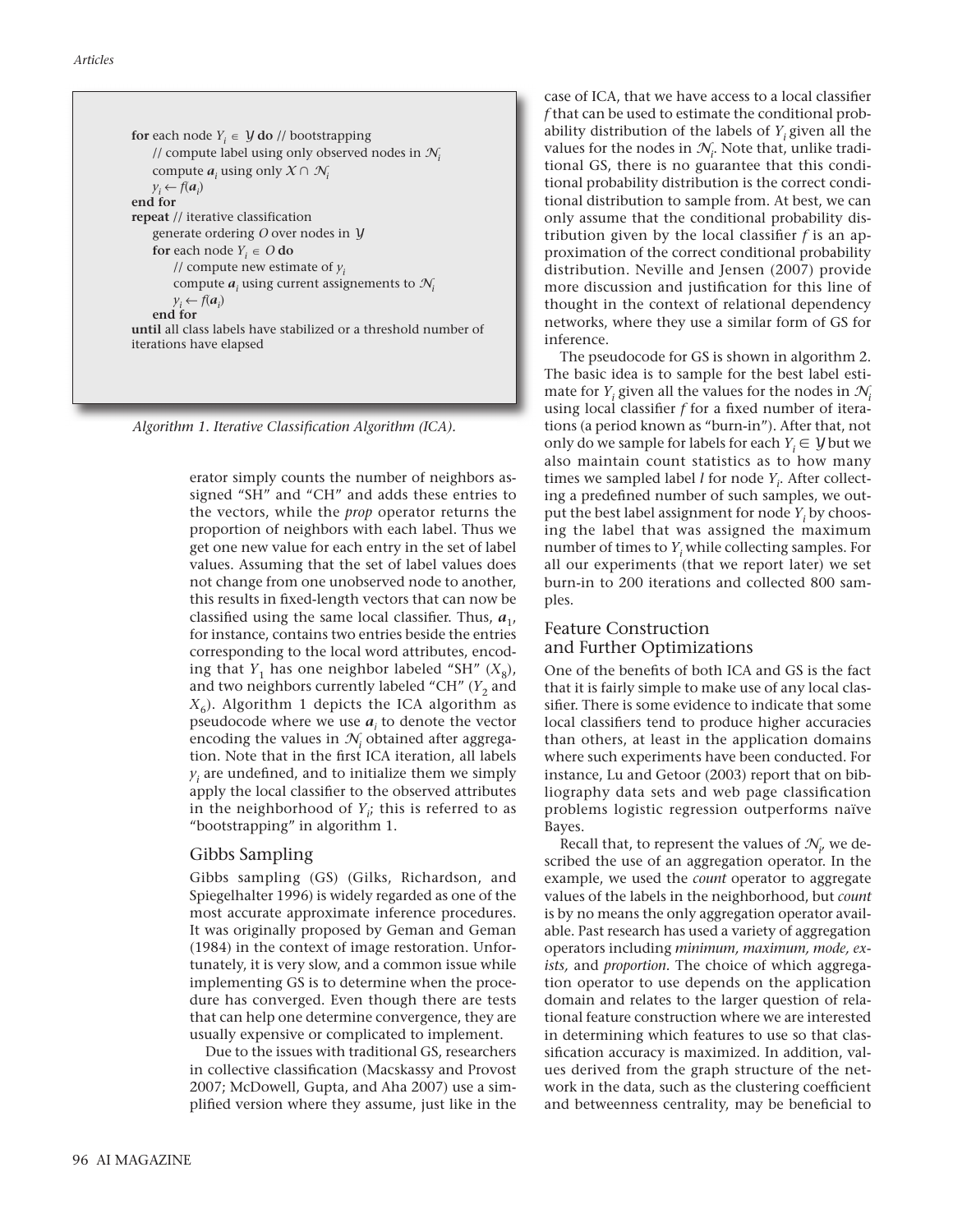```
for each node Y_i ∈ 𝒴 do // bootstrapping
    // compute label using only observed nodes in 𝒩_i
    compute a_i using only 𝒳 ∩ 𝒩_i
    y_i ← f(a_i)
end for
repeat // iterative classification
    generate ordering O over nodes in 𝒴
    for each node Y_i ∈ O do
        // compute new estimate of y_i
        compute a_i using current assignements to 𝒩_i
        y_i ← f(a_i)
    end for
until all class labels have stabilized or a threshold number of
iterations have elapsed
```

*Algorithm 1. Iterative Classification Algorithm (ICA).*

erator simply counts the number of neighbors assigned "SH" and "CH" and adds these entries to the vectors, while the *prop* operator returns the proportion of neighbors with each label. Thus we get one new value for each entry in the set of label values. Assuming that the set of label values does not change from one unobserved node to another, this results in fixed-length vectors that can now be classified using the same local classifier. Thus, $\boldsymbol{a}_1$, for instance, contains two entries beside the entries corresponding to the local word attributes, encoding that $Y_1$ has one neighbor labeled "SH" ($X_8$), and two neighbors currently labeled "CH" ($Y_2$ and $X_6$). Algorithm 1 depicts the ICA algorithm as pseudocode where we use $\boldsymbol{a}_i$ to denote the vector encoding the values in $\mathcal{N}_i$ obtained after aggregation. Note that in the first ICA iteration, all labels $y_i$ are undefined, and to initialize them we simply apply the local classifier to the observed attributes in the neighborhood of $Y_i$; this is referred to as "bootstrapping" in algorithm 1.

## Gibbs Sampling

Gibbs sampling (GS) (Gilks, Richardson, and Spiegelhalter 1996) is widely regarded as one of the most accurate approximate inference procedures. It was originally proposed by Geman and Geman (1984) in the context of image restoration. Unfortunately, it is very slow, and a common issue while implementing GS is to determine when the procedure has converged. Even though there are tests that can help one determine convergence, they are usually expensive or complicated to implement.

Due to the issues with traditional GS, researchers in collective classification (Macskassy and Provost 2007; McDowell, Gupta, and Aha 2007) use a simplified version where they assume, just like in the case of ICA, that we have access to a local classifier $f$ that can be used to estimate the conditional probability distribution of the labels of $Y_i$ given all the values for the nodes in $\mathcal{N}_i$. Note that, unlike traditional GS, there is no guarantee that this conditional probability distribution is the correct conditional distribution to sample from. At best, we can only assume that the conditional probability distribution given by the local classifier $f$ is an approximation of the correct conditional probability distribution. Neville and Jensen (2007) provide more discussion and justification for this line of thought in the context of relational dependency networks, where they use a similar form of GS for inference.

The pseudocode for GS is shown in algorithm 2. The basic idea is to sample for the best label estimate for $Y_i$ given all the values for the nodes in $\mathcal{N}_i$ using local classifier $f$ for a fixed number of iterations (a period known as "burn-in"). After that, not only do we sample for labels for each $Y_i \in \mathcal{Y}$ but we also maintain count statistics as to how many times we sampled label $l$ for node $Y_i$. After collecting a predefined number of such samples, we output the best label assignment for node $Y_i$ by choosing the label that was assigned the maximum number of times to $Y_i$ while collecting samples. For all our experiments (that we report later) we set burn-in to 200 iterations and collected 800 samples.

## Feature Construction and Further Optimizations

One of the benefits of both ICA and GS is the fact that it is fairly simple to make use of any local classifier. There is some evidence to indicate that some local classifiers tend to produce higher accuracies than others, at least in the application domains where such experiments have been conducted. For instance, Lu and Getoor (2003) report that on bibliography data sets and web page classification problems logistic regression outperforms naïve Bayes.

Recall that, to represent the values of $\mathcal{N}_i$, we described the use of an aggregation operator. In the example, we used the *count* operator to aggregate values of the labels in the neighborhood, but *count* is by no means the only aggregation operator available. Past research has used a variety of aggregation operators including *minimum, maximum, mode, exists,* and *proportion.* The choice of which aggregation operator to use depends on the application domain and relates to the larger question of relational feature construction where we are interested in determining which features to use so that classification accuracy is maximized. In addition, values derived from the graph structure of the network in the data, such as the clustering coefficient and betweenness centrality, may be beneficial to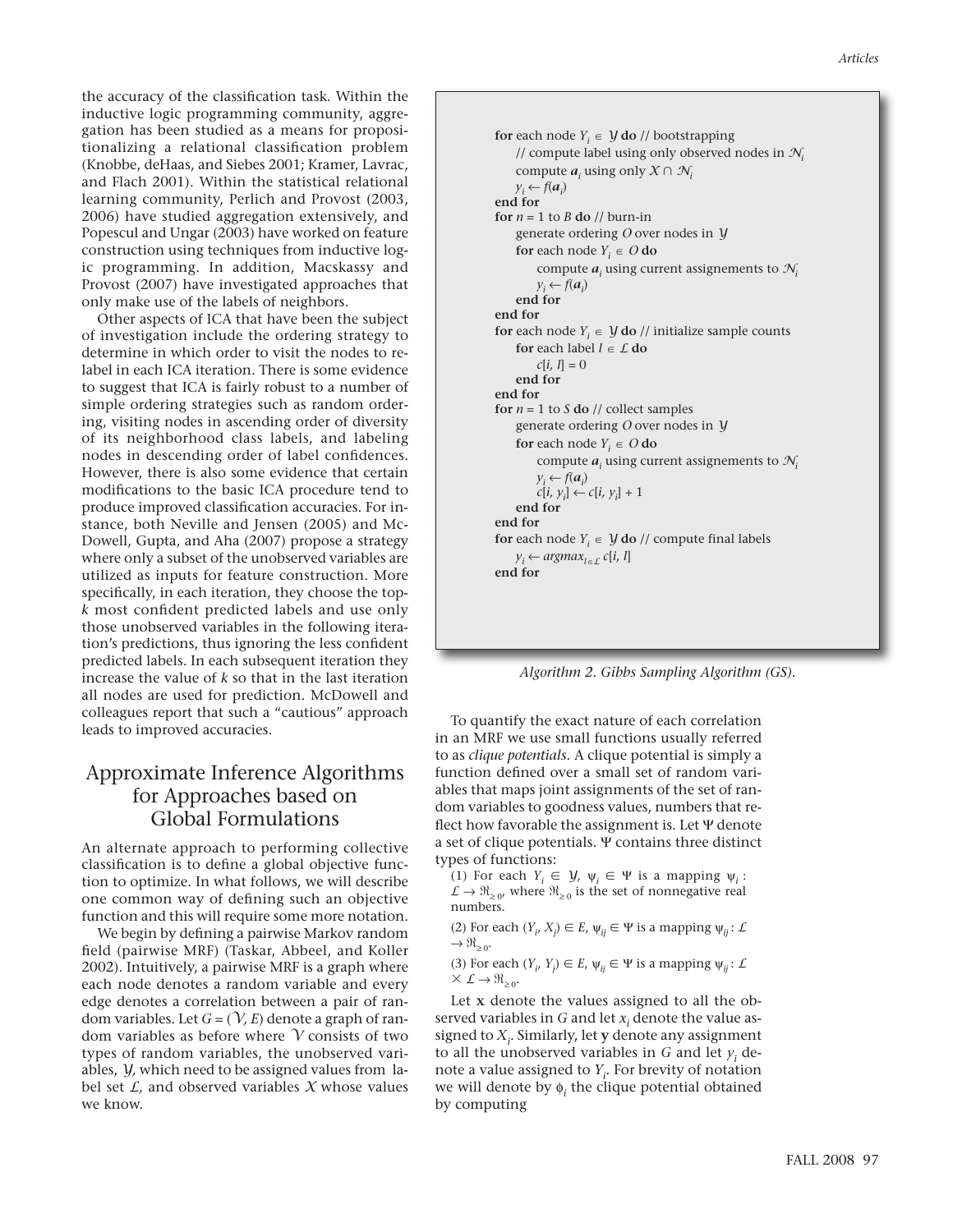the accuracy of the classification task. Within the inductive logic programming community, aggregation has been studied as a means for propositionalizing a relational classification problem (Knobbe, deHaas, and Siebes 2001; Kramer, Lavrac, and Flach 2001). Within the statistical relational learning community, Perlich and Provost (2003, 2006) have studied aggregation extensively, and Popescul and Ungar (2003) have worked on feature construction using techniques from inductive logic programming. In addition, Macskassy and Provost (2007) have investigated approaches that only make use of the labels of neighbors.

Other aspects of ICA that have been the subject of investigation include the ordering strategy to determine in which order to visit the nodes to relabel in each ICA iteration. There is some evidence to suggest that ICA is fairly robust to a number of simple ordering strategies such as random ordering, visiting nodes in ascending order of diversity of its neighborhood class labels, and labeling nodes in descending order of label confidences. However, there is also some evidence that certain modifications to the basic ICA procedure tend to produce improved classification accuracies. For instance, both Neville and Jensen (2005) and McDowell, Gupta, and Aha (2007) propose a strategy where only a subset of the unobserved variables are utilized as inputs for feature construction. More specifically, in each iteration, they choose the top-*k* most confident predicted labels and use only those unobserved variables in the following iteration's predictions, thus ignoring the less confident predicted labels. In each subsequent iteration they increase the value of *k* so that in the last iteration all nodes are used for prediction. McDowell and colleagues report that such a "cautious" approach leads to improved accuracies.

## Approximate Inference Algorithms for Approaches based on Global Formulations

An alternate approach to performing collective classification is to define a global objective function to optimize. In what follows, we will describe one common way of defining such an objective function and this will require some more notation.

We begin by defining a pairwise Markov random field (pairwise MRF) (Taskar, Abbeel, and Koller 2002). Intuitively, a pairwise MRF is a graph where each node denotes a random variable and every edge denotes a correlation between a pair of random variables. Let $G = (\mathcal{V}, E)$ denote a graph of random variables as before where $\mathcal{V}$ consists of two types of random variables, the unobserved variables, $\mathcal{Y}$, which need to be assigned values from label set $\mathcal{L}$, and observed variables $\mathcal{X}$ whose values we know.

```
for each node Y_i ∈ 𝒴 do // bootstrapping
    // compute label using only observed nodes in 𝒩_i
    compute a_i using only 𝒳 ∩ 𝒩_i
    y_i ← f(a_i)
end for
for n = 1 to B do // burn-in
    generate ordering O over nodes in 𝒴
    for each node Y_i ∈ O do
        compute a_i using current assignements to 𝒩_i
        y_i ← f(a_i)
    end for
end for
for each node Y_i ∈ 𝒴 do // initialize sample counts
    for each label l ∈ ℒ do
        c[i, l] = 0
    end for
end for
for n = 1 to S do // collect samples
    generate ordering O over nodes in 𝒴
    for each node Y_i ∈ O do
        compute a_i using current assignements to 𝒩_i
        y_i ← f(a_i)
        c[i, y_i] ← c[i, y_i] + 1
    end for
end for
for each node Y_i ∈ 𝒴 do // compute final labels
    y_i ← argmax_{l∈ℒ} c[i, l]
end for
```

*Algorithm 2. Gibbs Sampling Algorithm (GS).*

To quantify the exact nature of each correlation in an MRF we use small functions usually referred to as *clique potentials*. A clique potential is simply a function defined over a small set of random variables that maps joint assignments of the set of random variables to goodness values, numbers that reflect how favorable the assignment is. Let $\Psi$ denote a set of clique potentials. $\Psi$ contains three distinct types of functions:

(1) For each $Y_i \in \mathcal{Y}$, $\psi_i \in \Psi$ is a mapping $\psi_i : \mathcal{L} \rightarrow \Re_{\geq 0}$, where $\Re_{\geq 0}$ is the set of nonnegative real numbers.

(2) For each $(Y_i, X_j) \in E$, $\psi_{ij} \in \Psi$ is a mapping $\psi_{ij} : \mathcal{L} \rightarrow \Re_{\geq 0}$.

(3) For each $(Y_i, Y_j) \in E$, $\psi_{ij} \in \Psi$ is a mapping $\psi_{ij} : \mathcal{L} \times \mathcal{L} \rightarrow \Re_{\geq 0}$.

Let $\mathbf{x}$ denote the values assigned to all the observed variables in $G$ and let $x_i$ denote the value assigned to $X_i$. Similarly, let $\mathbf{y}$ denote any assignment to all the unobserved variables in $G$ and let $y_i$ denote a value assigned to $Y_i$. For brevity of notation we will denote by $\phi_i$ the clique potential obtained by computing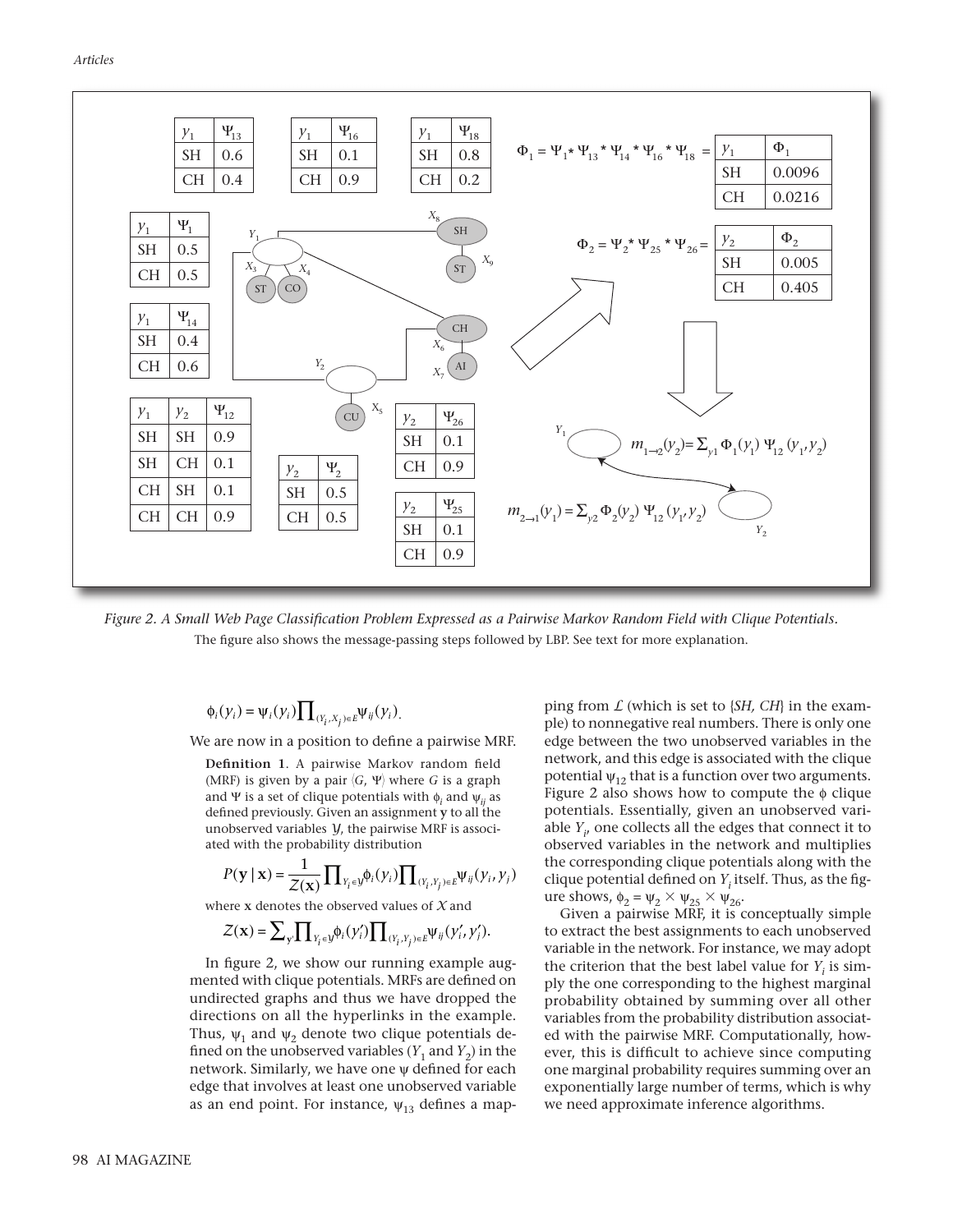| $y_1$ | $\Psi_{13}$ |
|---|---|
| SH | 0.6 |
| CH | 0.4 |

| $y_1$ | $\Psi_{16}$ |
|---|---|
| SH | 0.1 |
| CH | 0.9 |

| $y_1$ | $\Psi_{18}$ |
|---|---|
| SH | 0.8 |
| CH | 0.2 |

$$\Phi_1 = \Psi_1 * \Psi_{13} * \Psi_{14} * \Psi_{16} * \Psi_{18} =$$

| $y_1$ | $\Phi_1$ |
|---|---|
| SH | 0.0096 |
| CH | 0.0216 |

| $y_1$ | $\Psi_1$ |
|---|---|
| SH | 0.5 |
| CH | 0.5 |

| $y_1$ | $\Psi_{14}$ |
|---|---|
| SH | 0.4 |
| CH | 0.6 |

$Y_1$ $X_3$ $X_4$ ST CO $X_8$ SH $X_9$ ST CH $X_6$ AI $X_7$ $Y_2$ CU $X_5$

$$\Phi_2 = \Psi_2 * \Psi_{25} * \Psi_{26} =$$

| $y_2$ | $\Phi_2$ |
|---|---|
| SH | 0.005 |
| CH | 0.405 |

| $y_1$ | $y_2$ | $\Psi_{12}$ |
|---|---|---|
| SH | SH | 0.9 |
| SH | CH | 0.1 |
| CH | SH | 0.1 |
| CH | CH | 0.9 |

| $y_2$ | $\Psi_2$ |
|---|---|
| SH | 0.5 |
| CH | 0.5 |

| $y_2$ | $\Psi_{26}$ |
|---|---|
| SH | 0.1 |
| CH | 0.9 |

| $y_2$ | $\Psi_{25}$ |
|---|---|
| SH | 0.1 |
| CH | 0.9 |

$Y_1$

$$m_{1\rightarrow 2}(y_2) = \Sigma_{y1} \Phi_1(y_1)\, \Psi_{12}(y_1, y_2)$$

$$m_{2\rightarrow 1}(y_1) = \Sigma_{y2} \Phi_2(y_2)\, \Psi_{12}(y_1, y_2)$$

$Y_2$

*Figure 2. A Small Web Page Classification Problem Expressed as a Pairwise Markov Random Field with Clique Potentials.*
The figure also shows the message-passing steps followed by LBP. See text for more explanation.

$$\phi_i(y_i) = \psi_i(y_i) \prod_{(Y_i, X_j) \in E} \psi_{ij}(y_i).$$

We are now in a position to define a pairwise MRF.

**Definition 1**. A pairwise Markov random field (MRF) is given by a pair $\langle G, \Psi \rangle$ where $G$ is a graph and $\Psi$ is a set of clique potentials with $\phi_i$ and $\psi_{ij}$ as defined previously. Given an assignment **y** to all the unobserved variables $\mathcal{Y}$, the pairwise MRF is associated with the probability distribution

$$P(\mathbf{y} \mid \mathbf{x}) = \frac{1}{Z(\mathbf{x})} \prod_{Y_i \in \mathcal{Y}} \phi_i(y_i) \prod_{(Y_i, Y_j) \in E} \psi_{ij}(y_i, y_j)$$

where **x** denotes the observed values of $\mathcal{X}$ and

$$Z(\mathbf{x}) = \sum_{\mathbf{y}'} \prod_{Y_i \in \mathcal{Y}} \phi_i(y'_i) \prod_{(Y_i, Y_j) \in E} \psi_{ij}(y'_i, y'_j).$$

In figure 2, we show our running example augmented with clique potentials. MRFs are defined on undirected graphs and thus we have dropped the directions on all the hyperlinks in the example. Thus, $\psi_1$ and $\psi_2$ denote two clique potentials defined on the unobserved variables ($Y_1$ and $Y_2$) in the network. Similarly, we have one $\psi$ defined for each edge that involves at least one unobserved variable as an end point. For instance, $\psi_{13}$ defines a mapping from $\mathcal{L}$ (which is set to {*SH, CH*} in the example) to nonnegative real numbers. There is only one edge between the two unobserved variables in the network, and this edge is associated with the clique potential $\psi_{12}$ that is a function over two arguments. Figure 2 also shows how to compute the $\phi$ clique potentials. Essentially, given an unobserved variable $Y_i$, one collects all the edges that connect it to observed variables in the network and multiplies the corresponding clique potentials along with the clique potential defined on $Y_i$ itself. Thus, as the figure shows, $\phi_2 = \psi_2 \times \psi_{25} \times \psi_{26}$.

Given a pairwise MRF, it is conceptually simple to extract the best assignments to each unobserved variable in the network. For instance, we may adopt the criterion that the best label value for $Y_i$ is simply the one corresponding to the highest marginal probability obtained by summing over all other variables from the probability distribution associated with the pairwise MRF. Computationally, however, this is difficult to achieve since computing one marginal probability requires summing over an exponentially large number of terms, which is why we need approximate inference algorithms.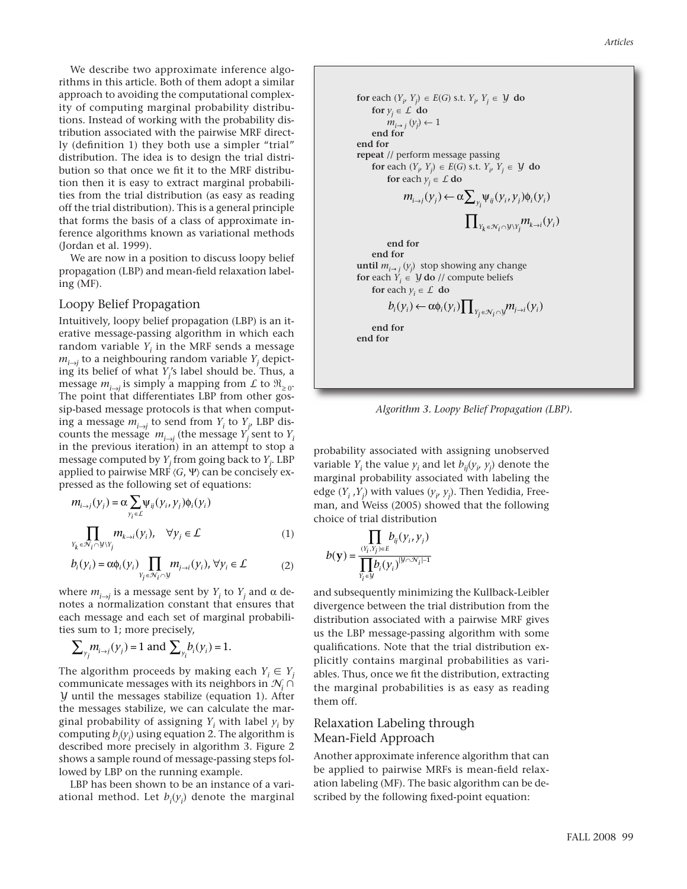We describe two approximate inference algorithms in this article. Both of them adopt a similar approach to avoiding the computational complexity of computing marginal probability distributions. Instead of working with the probability distribution associated with the pairwise MRF directly (definition 1) they both use a simpler "trial" distribution. The idea is to design the trial distribution so that once we fit it to the MRF distribution then it is easy to extract marginal probabilities from the trial distribution (as easy as reading off the trial distribution). This is a general principle that forms the basis of a class of approximate inference algorithms known as variational methods (Jordan et al. 1999).

We are now in a position to discuss loopy belief propagation (LBP) and mean-field relaxation labeling (MF).

## Loopy Belief Propagation

Intuitively, loopy belief propagation (LBP) is an iterative message-passing algorithm in which each random variable $Y_i$ in the MRF sends a message $m_{i \to j}$ to a neighbouring random variable $Y_j$ depicting its belief of what $Y_j$'s label should be. Thus, a message $m_{i \to j}$ is simply a mapping from $\mathcal{L}$ to $\Re_{\geq 0}$. The point that differentiates LBP from other gossip-based message protocols is that when computing a message $m_{i \to j}$ to send from $Y_i$ to $Y_j$, LBP discounts the message $m_{i \to j}$ (the message $Y_j$ sent to $Y_i$ in the previous iteration) in an attempt to stop a message computed by $Y_j$ from going back to $Y_j$. LBP applied to pairwise MRF $\langle G, \Psi \rangle$ can be concisely expressed as the following set of equations:

$$m_{i \to j}(y_j) = \alpha \sum_{y_i \in \mathcal{L}} \psi_{ij}(y_i, y_j) \phi_i(y_i) \prod_{Y_k \in \mathcal{N}_i \cap \mathcal{Y} \setminus Y_j} m_{k \to i}(y_i), \quad \forall y_j \in \mathcal{L} \tag{1}$$

$$b_i(y_i) = \alpha \phi_i(y_i) \prod_{Y_j \in \mathcal{N}_i \cap \mathcal{Y}} m_{j \to i}(y_i), \forall y_i \in \mathcal{L} \tag{2}$$

where $m_{i \to j}$ is a message sent by $Y_i$ to $Y_j$ and $\alpha$ denotes a normalization constant that ensures that each message and each set of marginal probabilities sum to 1; more precisely,

$$\sum_{y_j} m_{i \to j}(y_j) = 1 \text{ and } \sum_{y_i} b_i(y_i) = 1.$$

The algorithm proceeds by making each $Y_i \in Y_j$ communicate messages with its neighbors in $\mathcal{N}_i \cap \mathcal{Y}$ until the messages stabilize (equation 1). After the messages stabilize, we can calculate the marginal probability of assigning $Y_i$ with label $y_i$ by computing $b_i(y_i)$ using equation 2. The algorithm is described more precisely in algorithm 3. Figure 2 shows a sample round of message-passing steps followed by LBP on the running example.

LBP has been shown to be an instance of a variational method. Let $b_i(y_i)$ denote the marginal probability associated with assigning unobserved variable $Y_i$ the value $y_i$ and let $b_{ij}(y_i, y_j)$ denote the marginal probability associated with labeling the edge $(Y_i, Y_j)$ with values $(y_i, y_j)$. Then Yedidia, Freeman, and Weiss (2005) showed that the following choice of trial distribution

$$b(\mathbf{y}) = \frac{\prod_{(Y_i, Y_j) \in E} b_{ij}(y_i, y_j)}{\prod_{Y_i \in \mathcal{Y}} b_i(y_i)^{|\mathcal{Y} \cap \mathcal{N}_i| - 1}}$$

and subsequently minimizing the Kullback-Leibler divergence between the trial distribution from the distribution associated with a pairwise MRF gives us the LBP message-passing algorithm with some qualifications. Note that the trial distribution explicitly contains marginal probabilities as variables. Thus, once we fit the distribution, extracting the marginal probabilities is as easy as reading them off.

```
for each (Y_i, Y_j) ∈ E(G) s.t. Y_i, Y_j ∈ 𝒴 do
    for y_j ∈ ℒ do
        m_{i→j}(y_j) ← 1
    end for
end for
repeat // perform message passing
    for each (Y_i, Y_j) ∈ E(G) s.t. Y_i, Y_j ∈ 𝒴 do
        for each y_j ∈ ℒ do
            m_{i→j}(y_j) ← α Σ_{y_i} ψ_ij(y_i, y_j) φ_i(y_i) ∏_{Y_k ∈ 𝒩_i ∩ 𝒴 \ Y_j} m_{k→i}(y_i)
        end for
    end for
until m_{i→j}(y_j) stop showing any change
for each Y_i ∈ 𝒴 do // compute beliefs
    for each y_i ∈ ℒ do
        b_i(y_i) ← α φ_i(y_i) ∏_{Y_j ∈ 𝒩_i ∩ 𝒴} m_{j→i}(y_i)
    end for
end for
```

*Algorithm 3. Loopy Belief Propagation (LBP).*

## Relaxation Labeling through Mean-Field Approach

Another approximate inference algorithm that can be applied to pairwise MRFs is mean-field relaxation labeling (MF). The basic algorithm can be described by the following fixed-point equation: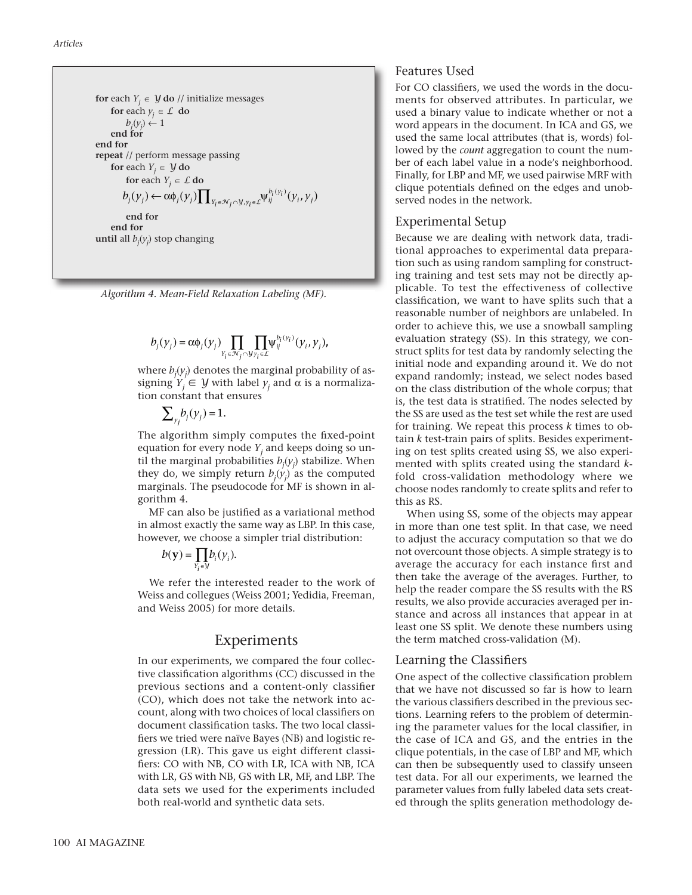```
for each Y_j ∈ 𝒴 do // initialize messages
    for each y_j ∈ ℒ do
        b_j(y_j) ← 1
    end for
end for
repeat // perform message passing
    for each Y_j ∈ 𝒴 do
        for each Y_j ∈ ℒ do
            b_j(y_j) ← αφ_j(y_j) ∏_{Y_i ∈ 𝒩_j ∩ 𝒴, y_i ∈ ℒ} ψ_ij^{b_i(y_i)}(y_i, y_j)
        end for
    end for
until all b_j(y_j) stop changing
```

*Algorithm 4. Mean-Field Relaxation Labeling (MF).*

$$b_j(y_j) = \alpha\phi_j(y_j) \prod_{Y_i \in \mathcal{N}_j \cap \mathcal{Y}} \prod_{y_i \in \mathcal{L}} \psi_{ij}^{b_i(y_i)}(y_i, y_j),$$

where $b_j(y_j)$ denotes the marginal probability of assigning $Y_j \in \mathcal{Y}$ with label $y_j$ and $\alpha$ is a normalization constant that ensures

$$\sum_{y_j} b_j(y_j) = 1.$$

The algorithm simply computes the fixed-point equation for every node $Y_j$ and keeps doing so until the marginal probabilities $b_j(y_j)$ stabilize. When they do, we simply return $b_j(y_j)$ as the computed marginals. The pseudocode for MF is shown in algorithm 4.

MF can also be justified as a variational method in almost exactly the same way as LBP. In this case, however, we choose a simpler trial distribution:

$$b(\mathbf{y}) = \prod_{Y_i \in \mathcal{Y}} b_i(y_i).$$

We refer the interested reader to the work of Weiss and collegues (Weiss 2001; Yedidia, Freeman, and Weiss 2005) for more details.

## Experiments

In our experiments, we compared the four collective classification algorithms (CC) discussed in the previous sections and a content-only classifier (CO), which does not take the network into account, along with two choices of local classifiers on document classification tasks. The two local classifiers we tried were naïve Bayes (NB) and logistic regression (LR). This gave us eight different classifiers: CO with NB, CO with LR, ICA with NB, ICA with LR, GS with NB, GS with LR, MF, and LBP. The data sets we used for the experiments included both real-world and synthetic data sets.

### Features Used

For CO classifiers, we used the words in the documents for observed attributes. In particular, we used a binary value to indicate whether or not a word appears in the document. In ICA and GS, we used the same local attributes (that is, words) followed by the *count* aggregation to count the number of each label value in a node's neighborhood. Finally, for LBP and MF, we used pairwise MRF with clique potentials defined on the edges and unobserved nodes in the network.

### Experimental Setup

Because we are dealing with network data, traditional approaches to experimental data preparation such as using random sampling for constructing training and test sets may not be directly applicable. To test the effectiveness of collective classification, we want to have splits such that a reasonable number of neighbors are unlabeled. In order to achieve this, we use a snowball sampling evaluation strategy (SS). In this strategy, we construct splits for test data by randomly selecting the initial node and expanding around it. We do not expand randomly; instead, we select nodes based on the class distribution of the whole corpus; that is, the test data is stratified. The nodes selected by the SS are used as the test set while the rest are used for training. We repeat this process *k* times to obtain *k* test-train pairs of splits. Besides experimenting on test splits created using SS, we also experimented with splits created using the standard *k*-fold cross-validation methodology where we choose nodes randomly to create splits and refer to this as RS.

When using SS, some of the objects may appear in more than one test split. In that case, we need to adjust the accuracy computation so that we do not overcount those objects. A simple strategy is to average the accuracy for each instance first and then take the average of the averages. Further, to help the reader compare the SS results with the RS results, we also provide accuracies averaged per instance and across all instances that appear in at least one SS split. We denote these numbers using the term matched cross-validation (M).

### Learning the Classifiers

One aspect of the collective classification problem that we have not discussed so far is how to learn the various classifiers described in the previous sections. Learning refers to the problem of determining the parameter values for the local classifier, in the case of ICA and GS, and the entries in the clique potentials, in the case of LBP and MF, which can then be subsequently used to classify unseen test data. For all our experiments, we learned the parameter values from fully labeled data sets created through the splits generation methodology de-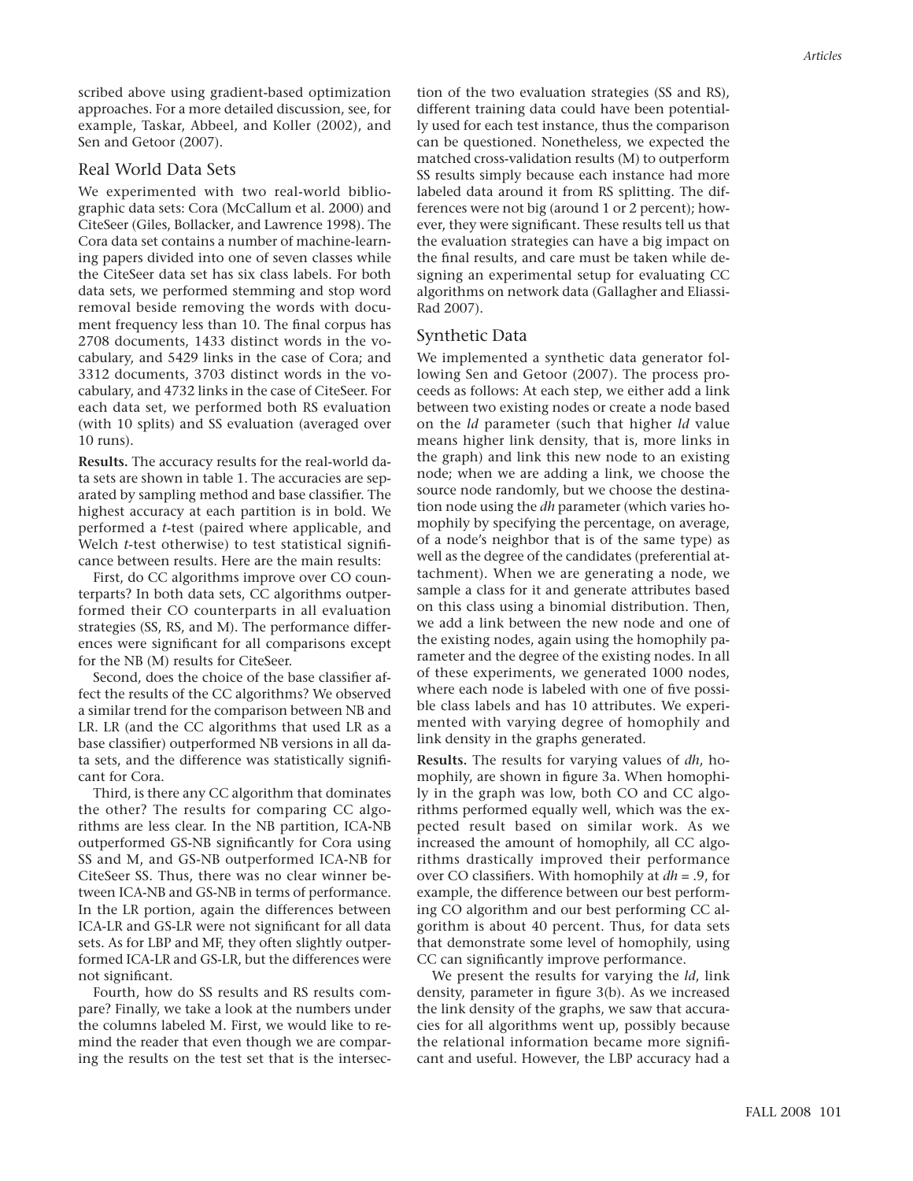scribed above using gradient-based optimization approaches. For a more detailed discussion, see, for example, Taskar, Abbeel, and Koller (2002), and Sen and Getoor (2007).

## Real World Data Sets

We experimented with two real-world bibliographic data sets: Cora (McCallum et al. 2000) and CiteSeer (Giles, Bollacker, and Lawrence 1998). The Cora data set contains a number of machine-learning papers divided into one of seven classes while the CiteSeer data set has six class labels. For both data sets, we performed stemming and stop word removal beside removing the words with document frequency less than 10. The final corpus has 2708 documents, 1433 distinct words in the vocabulary, and 5429 links in the case of Cora; and 3312 documents, 3703 distinct words in the vocabulary, and 4732 links in the case of CiteSeer. For each data set, we performed both RS evaluation (with 10 splits) and SS evaluation (averaged over 10 runs).

**Results.** The accuracy results for the real-world data sets are shown in table 1. The accuracies are separated by sampling method and base classifier. The highest accuracy at each partition is in bold. We performed a *t*-test (paired where applicable, and Welch *t*-test otherwise) to test statistical significance between results. Here are the main results:

First, do CC algorithms improve over CO counterparts? In both data sets, CC algorithms outperformed their CO counterparts in all evaluation strategies (SS, RS, and M). The performance differences were significant for all comparisons except for the NB (M) results for CiteSeer.

Second, does the choice of the base classifier affect the results of the CC algorithms? We observed a similar trend for the comparison between NB and LR. LR (and the CC algorithms that used LR as a base classifier) outperformed NB versions in all data sets, and the difference was statistically significant for Cora.

Third, is there any CC algorithm that dominates the other? The results for comparing CC algorithms are less clear. In the NB partition, ICA-NB outperformed GS-NB significantly for Cora using SS and M, and GS-NB outperformed ICA-NB for CiteSeer SS. Thus, there was no clear winner between ICA-NB and GS-NB in terms of performance. In the LR portion, again the differences between ICA-LR and GS-LR were not significant for all data sets. As for LBP and MF, they often slightly outperformed ICA-LR and GS-LR, but the differences were not significant.

Fourth, how do SS results and RS results compare? Finally, we take a look at the numbers under the columns labeled M. First, we would like to remind the reader that even though we are comparing the results on the test set that is the intersection of the two evaluation strategies (SS and RS), different training data could have been potentially used for each test instance, thus the comparison can be questioned. Nonetheless, we expected the matched cross-validation results (M) to outperform SS results simply because each instance had more labeled data around it from RS splitting. The differences were not big (around 1 or 2 percent); however, they were significant. These results tell us that the evaluation strategies can have a big impact on the final results, and care must be taken while designing an experimental setup for evaluating CC algorithms on network data (Gallagher and Eliassi-Rad 2007).

## Synthetic Data

We implemented a synthetic data generator following Sen and Getoor (2007). The process proceeds as follows: At each step, we either add a link between two existing nodes or create a node based on the *ld* parameter (such that higher *ld* value means higher link density, that is, more links in the graph) and link this new node to an existing node; when we are adding a link, we choose the source node randomly, but we choose the destination node using the *dh* parameter (which varies homophily by specifying the percentage, on average, of a node's neighbor that is of the same type) as well as the degree of the candidates (preferential attachment). When we are generating a node, we sample a class for it and generate attributes based on this class using a binomial distribution. Then, we add a link between the new node and one of the existing nodes, again using the homophily parameter and the degree of the existing nodes. In all of these experiments, we generated 1000 nodes, where each node is labeled with one of five possible class labels and has 10 attributes. We experimented with varying degree of homophily and link density in the graphs generated.

**Results.** The results for varying values of *dh*, homophily, are shown in figure 3a. When homophily in the graph was low, both CO and CC algorithms performed equally well, which was the expected result based on similar work. As we increased the amount of homophily, all CC algorithms drastically improved their performance over CO classifiers. With homophily at *dh* = .9, for example, the difference between our best performing CO algorithm and our best performing CC algorithm is about 40 percent. Thus, for data sets that demonstrate some level of homophily, using CC can significantly improve performance.

We present the results for varying the *ld*, link density, parameter in figure 3(b). As we increased the link density of the graphs, we saw that accuracies for all algorithms went up, possibly because the relational information became more significant and useful. However, the LBP accuracy had a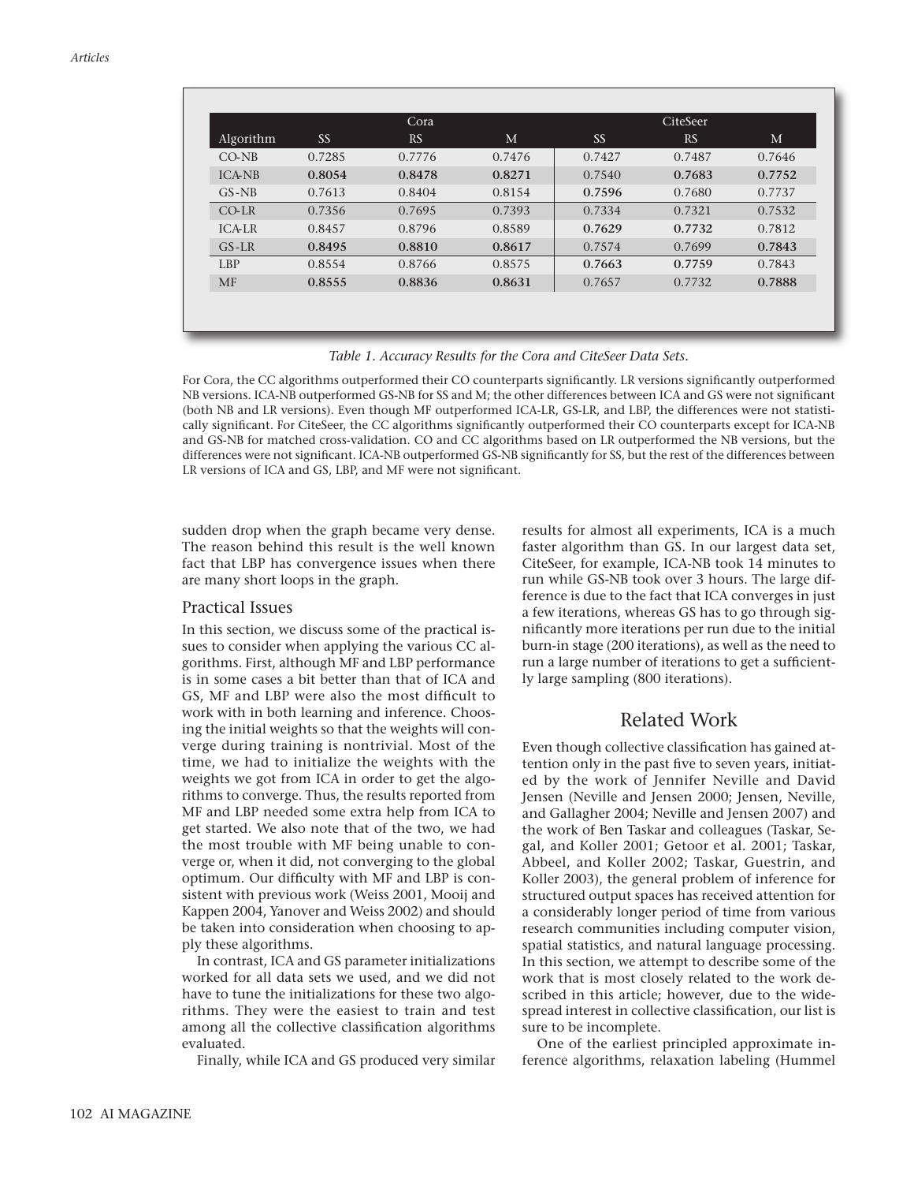| | Cora | | | CiteSeer | | |
|---|---|---|---|---|---|---|
| Algorithm | SS | RS | M | SS | RS | M |
| CO-NB | 0.7285 | 0.7776 | 0.7476 | 0.7427 | 0.7487 | 0.7646 |
| ICA-NB | **0.8054** | **0.8478** | **0.8271** | 0.7540 | **0.7683** | **0.7752** |
| GS-NB | 0.7613 | 0.8404 | 0.8154 | **0.7596** | 0.7680 | 0.7737 |
| CO-LR | 0.7356 | 0.7695 | 0.7393 | 0.7334 | 0.7321 | 0.7532 |
| ICA-LR | 0.8457 | 0.8796 | 0.8589 | **0.7629** | **0.7732** | 0.7812 |
| GS-LR | **0.8495** | **0.8810** | **0.8617** | 0.7574 | 0.7699 | **0.7843** |
| LBP | 0.8554 | 0.8766 | 0.8575 | **0.7663** | **0.7759** | 0.7843 |
| MF | **0.8555** | **0.8836** | **0.8631** | 0.7657 | 0.7732 | **0.7888** |

*Table 1. Accuracy Results for the Cora and CiteSeer Data Sets.*

For Cora, the CC algorithms outperformed their CO counterparts significantly. LR versions significantly outperformed NB versions. ICA-NB outperformed GS-NB for SS and M; the other differences between ICA and GS were not significant (both NB and LR versions). Even though MF outperformed ICA-LR, GS-LR, and LBP, the differences were not statistically significant. For CiteSeer, the CC algorithms significantly outperformed their CO counterparts except for ICA-NB and GS-NB for matched cross-validation. CO and CC algorithms based on LR outperformed the NB versions, but the differences were not significant. ICA-NB outperformed GS-NB significantly for SS, but the rest of the differences between LR versions of ICA and GS, LBP, and MF were not significant.

sudden drop when the graph became very dense. The reason behind this result is the well known fact that LBP has convergence issues when there are many short loops in the graph.

## Practical Issues

In this section, we discuss some of the practical issues to consider when applying the various CC algorithms. First, although MF and LBP performance is in some cases a bit better than that of ICA and GS, MF and LBP were also the most difficult to work with in both learning and inference. Choosing the initial weights so that the weights will converge during training is nontrivial. Most of the time, we had to initialize the weights with the weights we got from ICA in order to get the algorithms to converge. Thus, the results reported from MF and LBP needed some extra help from ICA to get started. We also note that of the two, we had the most trouble with MF being unable to converge or, when it did, not converging to the global optimum. Our difficulty with MF and LBP is consistent with previous work (Weiss 2001, Mooij and Kappen 2004, Yanover and Weiss 2002) and should be taken into consideration when choosing to apply these algorithms.

In contrast, ICA and GS parameter initializations worked for all data sets we used, and we did not have to tune the initializations for these two algorithms. They were the easiest to train and test among all the collective classification algorithms evaluated.

Finally, while ICA and GS produced very similar results for almost all experiments, ICA is a much faster algorithm than GS. In our largest data set, CiteSeer, for example, ICA-NB took 14 minutes to run while GS-NB took over 3 hours. The large difference is due to the fact that ICA converges in just a few iterations, whereas GS has to go through significantly more iterations per run due to the initial burn-in stage (200 iterations), as well as the need to run a large number of iterations to get a sufficiently large sampling (800 iterations).

# Related Work

Even though collective classification has gained attention only in the past five to seven years, initiated by the work of Jennifer Neville and David Jensen (Neville and Jensen 2000; Jensen, Neville, and Gallagher 2004; Neville and Jensen 2007) and the work of Ben Taskar and colleagues (Taskar, Segal, and Koller 2001; Getoor et al. 2001; Taskar, Abbeel, and Koller 2002; Taskar, Guestrin, and Koller 2003), the general problem of inference for structured output spaces has received attention for a considerably longer period of time from various research communities including computer vision, spatial statistics, and natural language processing. In this section, we attempt to describe some of the work that is most closely related to the work described in this article; however, due to the widespread interest in collective classification, our list is sure to be incomplete.

One of the earliest principled approximate inference algorithms, relaxation labeling (Hummel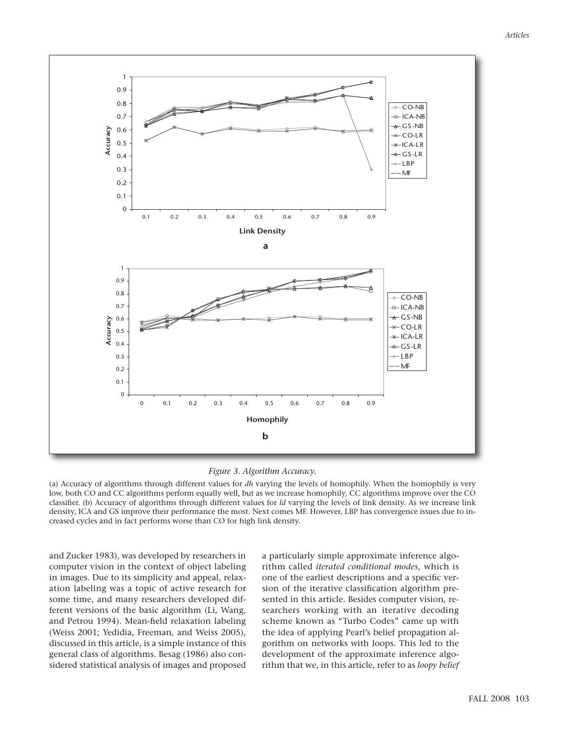1
0.9
0.8
0.7
0.6
0.5
0.4
0.3
0.2
0.1
0
Accuracy
0.1 0.2 0.3 0.4 0.5 0.6 0.7 0.8 0.9
Link Density
CO-NB
ICA-NB
GS-NB
CO-LR
ICA-LR
GS-LR
LBP
MF
a

1
0.9
0.8
0.7
0.6
0.5
0.4
0.3
0.2
0.1
0
Accuracy
0 0.1 0.2 0.3 0.4 0.5 0.6 0.7 0.8 0.9
Homophily
CO-NB
ICA-NB
GS-NB
CO-LR
ICA-LR
GS-LR
LBP
MF
b

*Figure 3. Algorithm Accuracy.*

(a) Accuracy of algorithms through different values for *dh* varying the levels of homophily. When the homophily is very low, both CO and CC algorithms perform equally well, but as we increase homophily, CC algorithms improve over the CO classifier. (b) Accuracy of algorithms through different values for *ld* varying the levels of link density. As we increase link density, ICA and GS improve their performance the most. Next comes MF. However, LBP has convergence issues due to increased cycles and in fact performs worse than CO for high link density.

and Zucker 1983), was developed by researchers in computer vision in the context of object labeling in images. Due to its simplicity and appeal, relaxation labeling was a topic of active research for some time, and many researchers developed different versions of the basic algorithm (Li, Wang, and Petrou 1994). Mean-field relaxation labeling (Weiss 2001; Yedidia, Freeman, and Weiss 2005), discussed in this article, is a simple instance of this general class of algorithms. Besag (1986) also considered statistical analysis of images and proposed a particularly simple approximate inference algorithm called *iterated conditional modes,* which is one of the earliest descriptions and a specific version of the iterative classification algorithm presented in this article. Besides computer vision, researchers working with an iterative decoding scheme known as "Turbo Codes" came up with the idea of applying Pearl's belief propagation algorithm on networks with loops. This led to the development of the approximate inference algorithm that we, in this article, refer to as *loopy belief*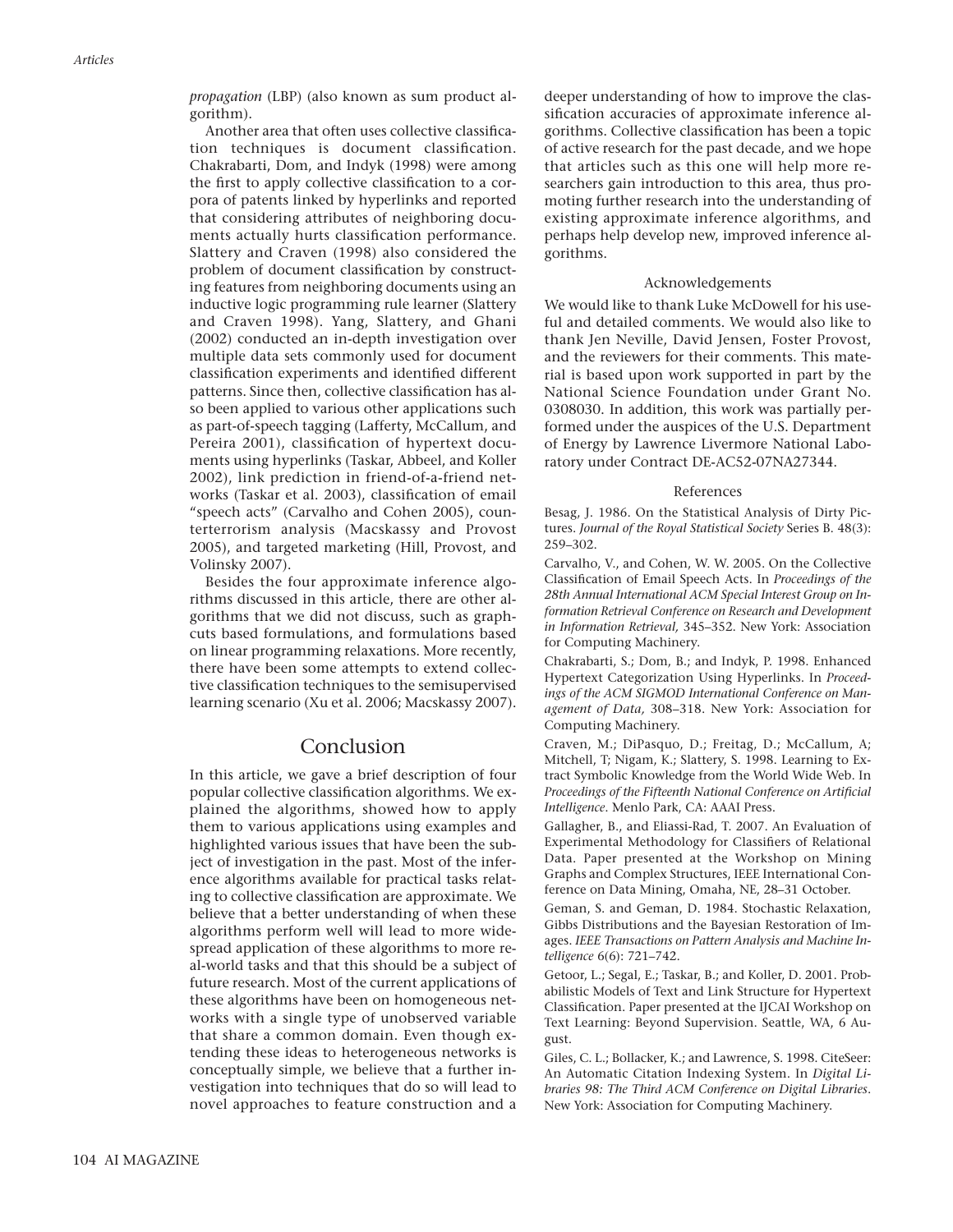*propagation* (LBP) (also known as sum product algorithm).

Another area that often uses collective classification techniques is document classification. Chakrabarti, Dom, and Indyk (1998) were among the first to apply collective classification to a corpora of patents linked by hyperlinks and reported that considering attributes of neighboring documents actually hurts classification performance. Slattery and Craven (1998) also considered the problem of document classification by constructing features from neighboring documents using an inductive logic programming rule learner (Slattery and Craven 1998). Yang, Slattery, and Ghani (2002) conducted an in-depth investigation over multiple data sets commonly used for document classification experiments and identified different patterns. Since then, collective classification has also been applied to various other applications such as part-of-speech tagging (Lafferty, McCallum, and Pereira 2001), classification of hypertext documents using hyperlinks (Taskar, Abbeel, and Koller 2002), link prediction in friend-of-a-friend networks (Taskar et al. 2003), classification of email "speech acts" (Carvalho and Cohen 2005), counterterrorism analysis (Macskassy and Provost 2005), and targeted marketing (Hill, Provost, and Volinsky 2007).

Besides the four approximate inference algorithms discussed in this article, there are other algorithms that we did not discuss, such as graphcuts based formulations, and formulations based on linear programming relaxations. More recently, there have been some attempts to extend collective classification techniques to the semisupervised learning scenario (Xu et al. 2006; Macskassy 2007).

## Conclusion

In this article, we gave a brief description of four popular collective classification algorithms. We explained the algorithms, showed how to apply them to various applications using examples and highlighted various issues that have been the subject of investigation in the past. Most of the inference algorithms available for practical tasks relating to collective classification are approximate. We believe that a better understanding of when these algorithms perform well will lead to more widespread application of these algorithms to more real-world tasks and that this should be a subject of future research. Most of the current applications of these algorithms have been on homogeneous networks with a single type of unobserved variable that share a common domain. Even though extending these ideas to heterogeneous networks is conceptually simple, we believe that a further investigation into techniques that do so will lead to novel approaches to feature construction and a deeper understanding of how to improve the classification accuracies of approximate inference algorithms. Collective classification has been a topic of active research for the past decade, and we hope that articles such as this one will help more researchers gain introduction to this area, thus promoting further research into the understanding of existing approximate inference algorithms, and perhaps help develop new, improved inference algorithms.

### Acknowledgements

We would like to thank Luke McDowell for his useful and detailed comments. We would also like to thank Jen Neville, David Jensen, Foster Provost, and the reviewers for their comments. This material is based upon work supported in part by the National Science Foundation under Grant No. 0308030. In addition, this work was partially performed under the auspices of the U.S. Department of Energy by Lawrence Livermore National Laboratory under Contract DE-AC52-07NA27344.

### References

Besag, J. 1986. On the Statistical Analysis of Dirty Pictures. *Journal of the Royal Statistical Society* Series B. 48(3): 259–302.

Carvalho, V., and Cohen, W. W. 2005. On the Collective Classification of Email Speech Acts. In *Proceedings of the 28th Annual International ACM Special Interest Group on Information Retrieval Conference on Research and Development in Information Retrieval,* 345–352. New York: Association for Computing Machinery.

Chakrabarti, S.; Dom, B.; and Indyk, P. 1998. Enhanced Hypertext Categorization Using Hyperlinks. In *Proceedings of the ACM SIGMOD International Conference on Management of Data,* 308–318. New York: Association for Computing Machinery.

Craven, M.; DiPasquo, D.; Freitag, D.; McCallum, A; Mitchell, T; Nigam, K.; Slattery, S. 1998. Learning to Extract Symbolic Knowledge from the World Wide Web. In *Proceedings of the Fifteenth National Conference on Artificial Intelligence*. Menlo Park, CA: AAAI Press.

Gallagher, B., and Eliassi-Rad, T. 2007. An Evaluation of Experimental Methodology for Classifiers of Relational Data. Paper presented at the Workshop on Mining Graphs and Complex Structures, IEEE International Conference on Data Mining, Omaha, NE, 28–31 October.

Geman, S. and Geman, D. 1984. Stochastic Relaxation, Gibbs Distributions and the Bayesian Restoration of Images. *IEEE Transactions on Pattern Analysis and Machine Intelligence* 6(6): 721–742.

Getoor, L.; Segal, E.; Taskar, B.; and Koller, D. 2001. Probabilistic Models of Text and Link Structure for Hypertext Classification. Paper presented at the IJCAI Workshop on Text Learning: Beyond Supervision. Seattle, WA, 6 August.

Giles, C. L.; Bollacker, K.; and Lawrence, S. 1998. CiteSeer: An Automatic Citation Indexing System. In *Digital Libraries 98: The Third ACM Conference on Digital Libraries*. New York: Association for Computing Machinery.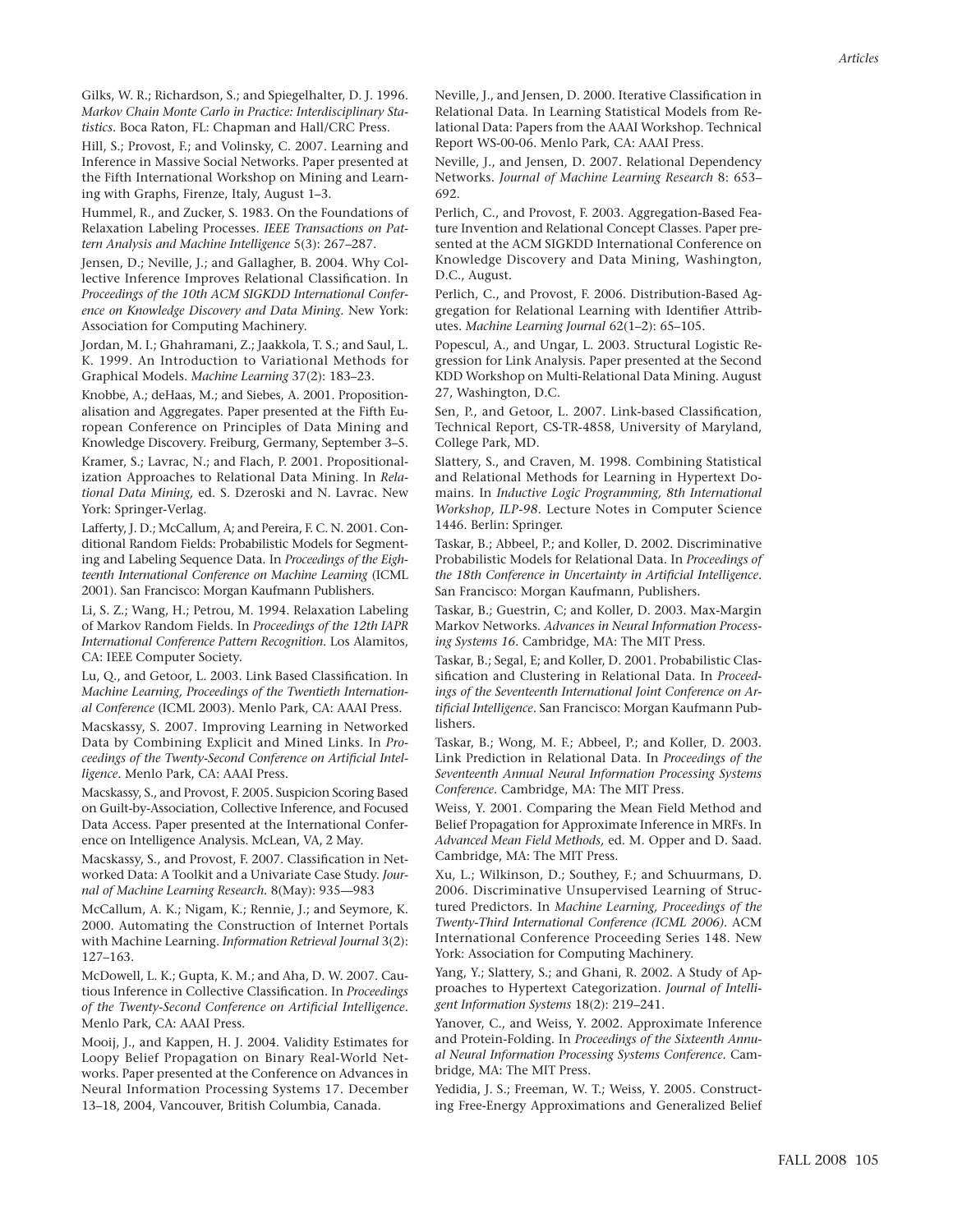Gilks, W. R.; Richardson, S.; and Spiegelhalter, D. J. 1996. *Markov Chain Monte Carlo in Practice: Interdisciplinary Statistics*. Boca Raton, FL: Chapman and Hall/CRC Press.

Hill, S.; Provost, F.; and Volinsky, C. 2007. Learning and Inference in Massive Social Networks. Paper presented at the Fifth International Workshop on Mining and Learning with Graphs, Firenze, Italy, August 1–3.

Hummel, R., and Zucker, S. 1983. On the Foundations of Relaxation Labeling Processes. *IEEE Transactions on Pattern Analysis and Machine Intelligence* 5(3): 267–287.

Jensen, D.; Neville, J.; and Gallagher, B. 2004. Why Collective Inference Improves Relational Classification. In *Proceedings of the 10th ACM SIGKDD International Conference on Knowledge Discovery and Data Mining*. New York: Association for Computing Machinery.

Jordan, M. I.; Ghahramani, Z.; Jaakkola, T. S.; and Saul, L. K. 1999. An Introduction to Variational Methods for Graphical Models. *Machine Learning* 37(2): 183–23.

Knobbe, A.; deHaas, M.; and Siebes, A. 2001. Propositionalisation and Aggregates. Paper presented at the Fifth European Conference on Principles of Data Mining and Knowledge Discovery. Freiburg, Germany, September 3–5.

Kramer, S.; Lavrac, N.; and Flach, P. 2001. Propositionalization Approaches to Relational Data Mining. In *Relational Data Mining,* ed. S. Dzeroski and N. Lavrac. New York: Springer-Verlag.

Lafferty, J. D.; McCallum, A; and Pereira, F. C. N. 2001. Conditional Random Fields: Probabilistic Models for Segmenting and Labeling Sequence Data. In *Proceedings of the Eighteenth International Conference on Machine Learning* (ICML 2001). San Francisco: Morgan Kaufmann Publishers.

Li, S. Z.; Wang, H.; Petrou, M. 1994. Relaxation Labeling of Markov Random Fields. In *Proceedings of the 12th IAPR International Conference Pattern Recognition*. Los Alamitos, CA: IEEE Computer Society.

Lu, Q., and Getoor, L. 2003. Link Based Classification. In *Machine Learning, Proceedings of the Twentieth International Conference* (ICML 2003). Menlo Park, CA: AAAI Press.

Macskassy, S. 2007. Improving Learning in Networked Data by Combining Explicit and Mined Links. In *Proceedings of the Twenty-Second Conference on Artificial Intelligence*. Menlo Park, CA: AAAI Press.

Macskassy, S., and Provost, F. 2005. Suspicion Scoring Based on Guilt-by-Association, Collective Inference, and Focused Data Access. Paper presented at the International Conference on Intelligence Analysis. McLean, VA, 2 May.

Macskassy, S., and Provost, F. 2007. Classification in Networked Data: A Toolkit and a Univariate Case Study. *Journal of Machine Learning Research.* 8(May): 935—983

McCallum, A. K.; Nigam, K.; Rennie, J.; and Seymore, K. 2000. Automating the Construction of Internet Portals with Machine Learning. *Information Retrieval Journal* 3(2): 127–163.

McDowell, L. K.; Gupta, K. M.; and Aha, D. W. 2007. Cautious Inference in Collective Classification. In *Proceedings of the Twenty-Second Conference on Artificial Intelligence*. Menlo Park, CA: AAAI Press.

Mooij, J., and Kappen, H. J. 2004. Validity Estimates for Loopy Belief Propagation on Binary Real-World Networks. Paper presented at the Conference on Advances in Neural Information Processing Systems 17. December 13–18, 2004, Vancouver, British Columbia, Canada.

Neville, J., and Jensen, D. 2000. Iterative Classification in Relational Data. In Learning Statistical Models from Relational Data: Papers from the AAAI Workshop. Technical Report WS-00-06. Menlo Park, CA: AAAI Press.

Neville, J., and Jensen, D. 2007. Relational Dependency Networks. *Journal of Machine Learning Research* 8: 653–692.

Perlich, C., and Provost, F. 2003. Aggregation-Based Feature Invention and Relational Concept Classes. Paper presented at the ACM SIGKDD International Conference on Knowledge Discovery and Data Mining, Washington, D.C., August.

Perlich, C., and Provost, F. 2006. Distribution-Based Aggregation for Relational Learning with Identifier Attributes. *Machine Learning Journal* 62(1–2): 65–105.

Popescul, A., and Ungar, L. 2003. Structural Logistic Regression for Link Analysis. Paper presented at the Second KDD Workshop on Multi-Relational Data Mining. August 27, Washington, D.C.

Sen, P., and Getoor, L. 2007. Link-based Classification, Technical Report, CS-TR-4858, University of Maryland, College Park, MD.

Slattery, S., and Craven, M. 1998. Combining Statistical and Relational Methods for Learning in Hypertext Domains. In *Inductive Logic Programming, 8th International Workshop, ILP-98*. Lecture Notes in Computer Science 1446. Berlin: Springer.

Taskar, B.; Abbeel, P.; and Koller, D. 2002. Discriminative Probabilistic Models for Relational Data. In *Proceedings of the 18th Conference in Uncertainty in Artificial Intelligence*. San Francisco: Morgan Kaufmann, Publishers.

Taskar, B.; Guestrin, C; and Koller, D. 2003. Max-Margin Markov Networks. *Advances in Neural Information Processing Systems 16*. Cambridge, MA: The MIT Press.

Taskar, B.; Segal, E; and Koller, D. 2001. Probabilistic Classification and Clustering in Relational Data. In *Proceedings of the Seventeenth International Joint Conference on Artificial Intelligence*. San Francisco: Morgan Kaufmann Publishers.

Taskar, B.; Wong, M. F.; Abbeel, P.; and Koller, D. 2003. Link Prediction in Relational Data. In *Proceedings of the Seventeenth Annual Neural Information Processing Systems Conference*. Cambridge, MA: The MIT Press.

Weiss, Y. 2001. Comparing the Mean Field Method and Belief Propagation for Approximate Inference in MRFs. In *Advanced Mean Field Methods,* ed. M. Opper and D. Saad. Cambridge, MA: The MIT Press.

Xu, L.; Wilkinson, D.; Southey, F.; and Schuurmans, D. 2006. Discriminative Unsupervised Learning of Structured Predictors. In *Machine Learning, Proceedings of the Twenty-Third International Conference (ICML 2006)*. ACM International Conference Proceeding Series 148. New York: Association for Computing Machinery.

Yang, Y.; Slattery, S.; and Ghani, R. 2002. A Study of Approaches to Hypertext Categorization. *Journal of Intelligent Information Systems* 18(2): 219–241.

Yanover, C., and Weiss, Y. 2002. Approximate Inference and Protein-Folding. In *Proceedings of the Sixteenth Annual Neural Information Processing Systems Conference.* Cambridge, MA: The MIT Press.

Yedidia, J. S.; Freeman, W. T.; Weiss, Y. 2005. Constructing Free-Energy Approximations and Generalized Belief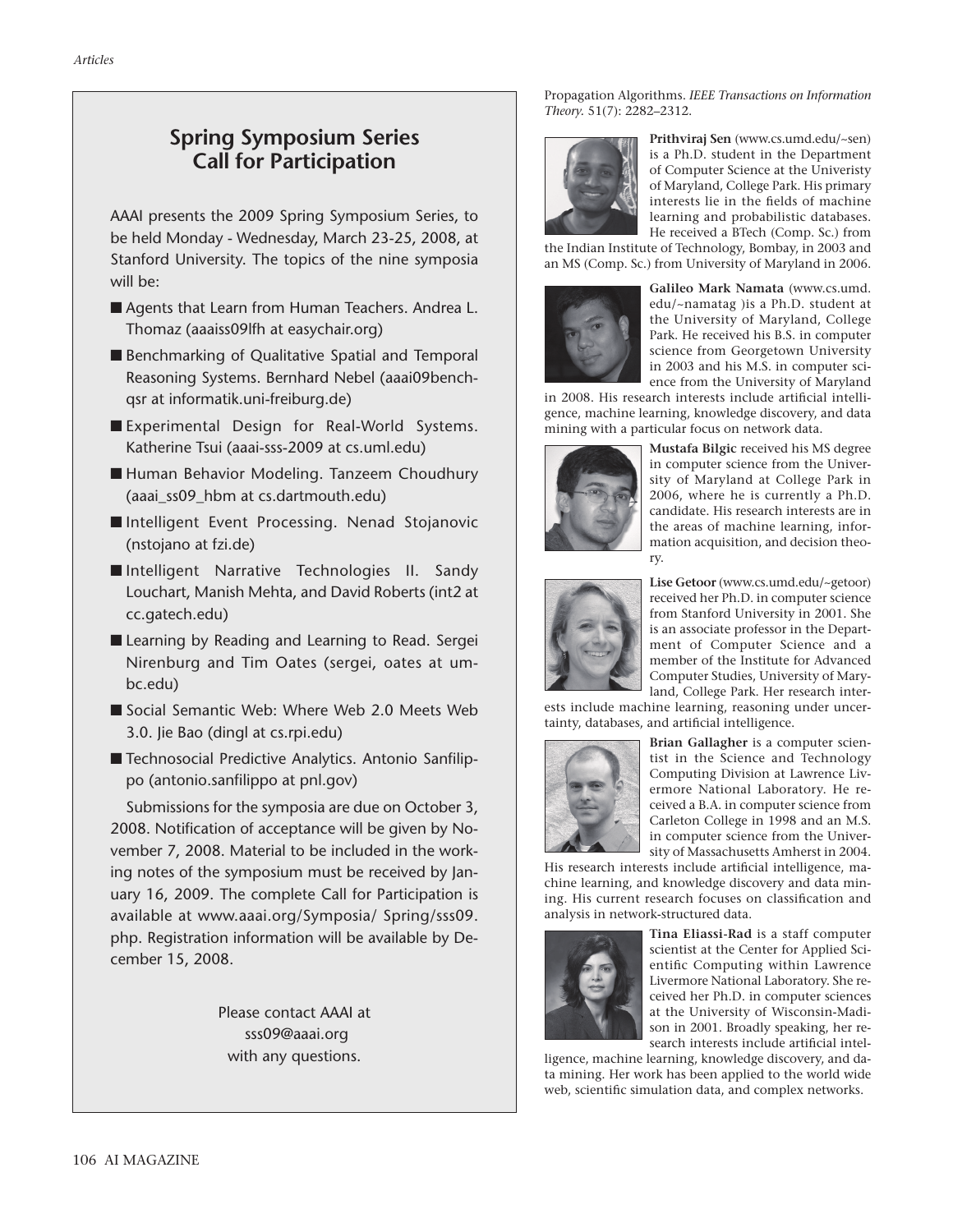## Spring Symposium Series Call for Participation

AAAI presents the 2009 Spring Symposium Series, to be held Monday - Wednesday, March 23-25, 2008, at Stanford University. The topics of the nine symposia will be:

- Agents that Learn from Human Teachers. Andrea L. Thomaz (aaaiss09lfh at easychair.org)
- Benchmarking of Qualitative Spatial and Temporal Reasoning Systems. Bernhard Nebel (aaai09bench-qsr at informatik.uni-freiburg.de)
- Experimental Design for Real-World Systems. Katherine Tsui (aaai-sss-2009 at cs.uml.edu)
- Human Behavior Modeling. Tanzeem Choudhury (aaai_ss09_hbm at cs.dartmouth.edu)
- Intelligent Event Processing. Nenad Stojanovic (nstojano at fzi.de)
- Intelligent Narrative Technologies II. Sandy Louchart, Manish Mehta, and David Roberts (int2 at cc.gatech.edu)
- Learning by Reading and Learning to Read. Sergei Nirenburg and Tim Oates (sergei, oates at umbc.edu)
- Social Semantic Web: Where Web 2.0 Meets Web 3.0. Jie Bao (dingl at cs.rpi.edu)
- Technosocial Predictive Analytics. Antonio Sanfilippo (antonio.sanfilippo at pnl.gov)

Submissions for the symposia are due on October 3, 2008. Notification of acceptance will be given by November 7, 2008. Material to be included in the working notes of the symposium must be received by January 16, 2009. The complete Call for Participation is available at www.aaai.org/Symposia/ Spring/sss09.php. Registration information will be available by December 15, 2008.

Please contact AAAI at sss09@aaai.org with any questions.

Propagation Algorithms. *IEEE Transactions on Information Theory.* 51(7): 2282–2312.

**Prithviraj Sen** (www.cs.umd.edu/~sen) is a Ph.D. student in the Department of Computer Science at the Univeristy of Maryland, College Park. His primary interests lie in the fields of machine learning and probabilistic databases. He received a BTech (Comp. Sc.) from the Indian Institute of Technology, Bombay, in 2003 and an MS (Comp. Sc.) from University of Maryland in 2006.

**Galileo Mark Namata** (www.cs.umd.edu/~namatag )is a Ph.D. student at the University of Maryland, College Park. He received his B.S. in computer science from Georgetown University in 2003 and his M.S. in computer science from the University of Maryland in 2008. His research interests include artificial intelligence, machine learning, knowledge discovery, and data mining with a particular focus on network data.

**Mustafa Bilgic** received his MS degree in computer science from the University of Maryland at College Park in 2006, where he is currently a Ph.D. candidate. His research interests are in the areas of machine learning, information acquisition, and decision theory.

**Lise Getoor** (www.cs.umd.edu/~getoor) received her Ph.D. in computer science from Stanford University in 2001. She is an associate professor in the Department of Computer Science and a member of the Institute for Advanced Computer Studies, University of Maryland, College Park. Her research interests include machine learning, reasoning under uncertainty, databases, and artificial intelligence.

**Brian Gallagher** is a computer scientist in the Science and Technology Computing Division at Lawrence Livermore National Laboratory. He received a B.A. in computer science from Carleton College in 1998 and an M.S. in computer science from the University of Massachusetts Amherst in 2004. His research interests include artificial intelligence, machine learning, and knowledge discovery and data mining. His current research focuses on classification and analysis in network-structured data.

**Tina Eliassi-Rad** is a staff computer scientist at the Center for Applied Scientific Computing within Lawrence Livermore National Laboratory. She received her Ph.D. in computer sciences at the University of Wisconsin-Madison in 2001. Broadly speaking, her research interests include artificial intelligence, machine learning, knowledge discovery, and data mining. Her work has been applied to the world wide web, scientific simulation data, and complex networks.